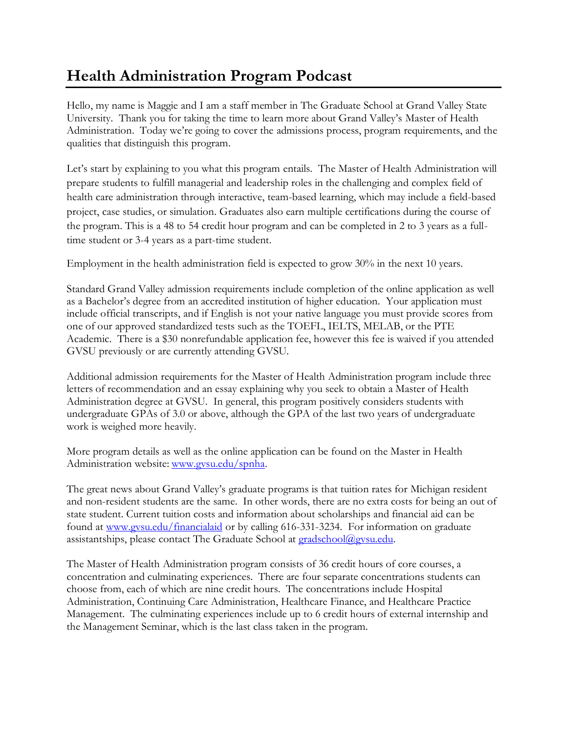# Health Administration Program Podcast

Hello, my name is Maggie and I am a staff member in The Graduate School at Grand Valley State University. Thank you for taking the time to learn more about Grand Valley's Master of Health Administration. Today we're going to cover the admissions process, program requirements, and the qualities that distinguish this program.

Let's start by explaining to you what this program entails. The Master of Health Administration will prepare students to fulfill managerial and leadership roles in the challenging and complex field of health care administration through interactive, team-based learning, which may include a field-based project, case studies, or simulation. Graduates also earn multiple certifications during the course of the program. This is a 48 to 54 credit hour program and can be completed in 2 to 3 years as a full-time student or 3-4 years as a part-time student.

Employment in the health administration field is expected to grow 30% in the next 10 years.

Standard Grand Valley admission requirements include completion of the online application as well as a Bachelor's degree from an accredited institution of higher education. Your application must include official transcripts, and if English is not your native language you must provide scores from one of our approved standardized tests such as the TOEFL, IELTS, MELAB, or the PTE Academic. There is a $30 nonrefundable application fee, however this fee is waived if you attended GVSU previously or are currently attending GVSU.

Additional admission requirements for the Master of Health Administration program include three letters of recommendation and an essay explaining why you seek to obtain a Master of Health Administration degree at GVSU. In general, this program positively considers students with undergraduate GPAs of 3.0 or above, although the GPA of the last two years of undergraduate work is weighed more heavily.

More program details as well as the online application can be found on the Master in Health Administration website: [www.gvsu.edu/spnha](http://www.gvsu.edu/spnha).

The great news about Grand Valley's graduate programs is that tuition rates for Michigan resident and non-resident students are the same. In other words, there are no extra costs for being an out of state student. Current tuition costs and information about scholarships and financial aid can be found at [www.gvsu.edu/financialaid](http://www.gvsu.edu/financialaid) or by calling 616-331-3234. For information on graduate assistantships, please contact The Graduate School at [gradschool@gvsu.edu](mailto:gradschool@gvsu.edu).

The Master of Health Administration program consists of 36 credit hours of core courses, a concentration and culminating experiences. There are four separate concentrations students can choose from, each of which are nine credit hours. The concentrations include Hospital Administration, Continuing Care Administration, Healthcare Finance, and Healthcare Practice Management. The culminating experiences include up to 6 credit hours of external internship and the Management Seminar, which is the last class taken in the program.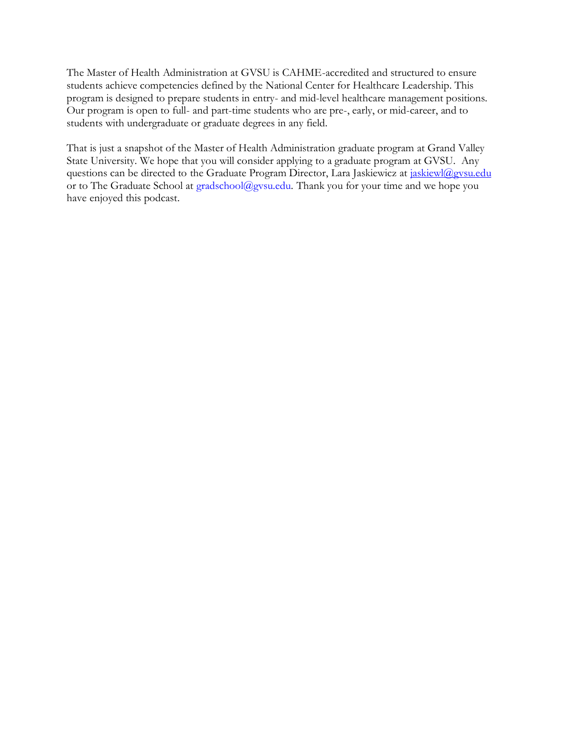The Master of Health Administration at GVSU is CAHME-accredited and structured to ensure students achieve competencies defined by the National Center for Healthcare Leadership. This program is designed to prepare students in entry- and mid-level healthcare management positions. Our program is open to full- and part-time students who are pre-, early, or mid-career, and to students with undergraduate or graduate degrees in any field.

That is just a snapshot of the Master of Health Administration graduate program at Grand Valley State University. We hope that you will consider applying to a graduate program at GVSU. Any questions can be directed to the Graduate Program Director, Lara Jaskiewicz at jaskiewl@gvsu.edu or to The Graduate School at gradschool@gvsu.edu. Thank you for your time and we hope you have enjoyed this podcast.